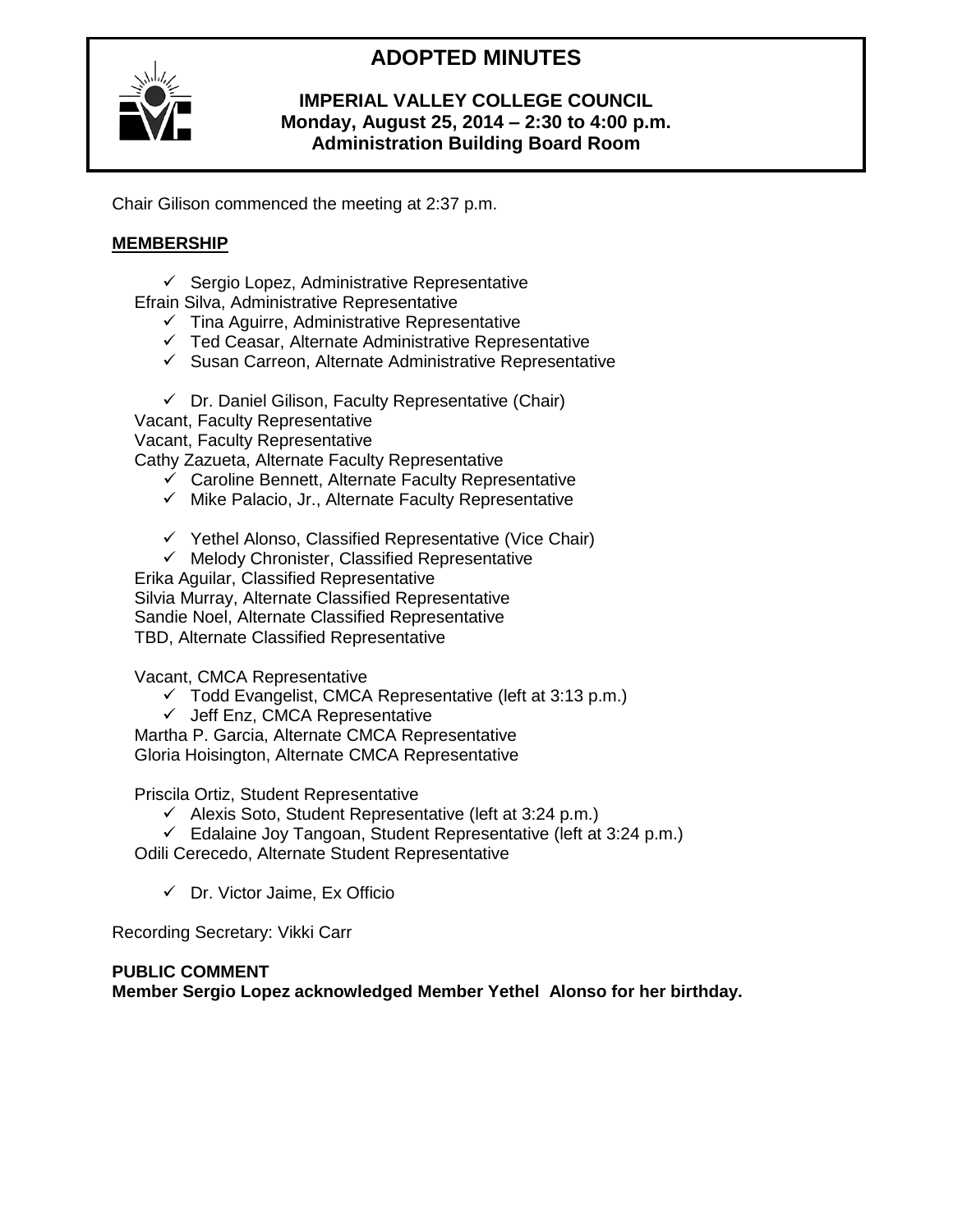# ADOPTED MINUTES

**IMPERIAL VALLEY COLLEGE COUNCIL**
**Monday, August 25, 2014 – 2:30 to 4:00 p.m.**
**Administration Building Board Room**

Chair Gilison commenced the meeting at 2:37 p.m.

**MEMBERSHIP**

- ✓ Sergio Lopez, Administrative Representative
- Efrain Silva, Administrative Representative
- ✓ Tina Aguirre, Administrative Representative
- ✓ Ted Ceasar, Alternate Administrative Representative
- ✓ Susan Carreon, Alternate Administrative Representative

- ✓ Dr. Daniel Gilison, Faculty Representative (Chair)
- Vacant, Faculty Representative
- Vacant, Faculty Representative
- Cathy Zazueta, Alternate Faculty Representative
- ✓ Caroline Bennett, Alternate Faculty Representative
- ✓ Mike Palacio, Jr., Alternate Faculty Representative

- ✓ Yethel Alonso, Classified Representative (Vice Chair)
- ✓ Melody Chronister, Classified Representative
- Erika Aguilar, Classified Representative
- Silvia Murray, Alternate Classified Representative
- Sandie Noel, Alternate Classified Representative
- TBD, Alternate Classified Representative

- Vacant, CMCA Representative
- ✓ Todd Evangelist, CMCA Representative (left at 3:13 p.m.)
- ✓ Jeff Enz, CMCA Representative
- Martha P. Garcia, Alternate CMCA Representative
- Gloria Hoisington, Alternate CMCA Representative

- Priscila Ortiz, Student Representative
- ✓ Alexis Soto, Student Representative (left at 3:24 p.m.)
- ✓ Edalaine Joy Tangoan, Student Representative (left at 3:24 p.m.)
- Odili Cerecedo, Alternate Student Representative

- ✓ Dr. Victor Jaime, Ex Officio

Recording Secretary: Vikki Carr

**PUBLIC COMMENT**

**Member Sergio Lopez acknowledged Member Yethel Alonso for her birthday.**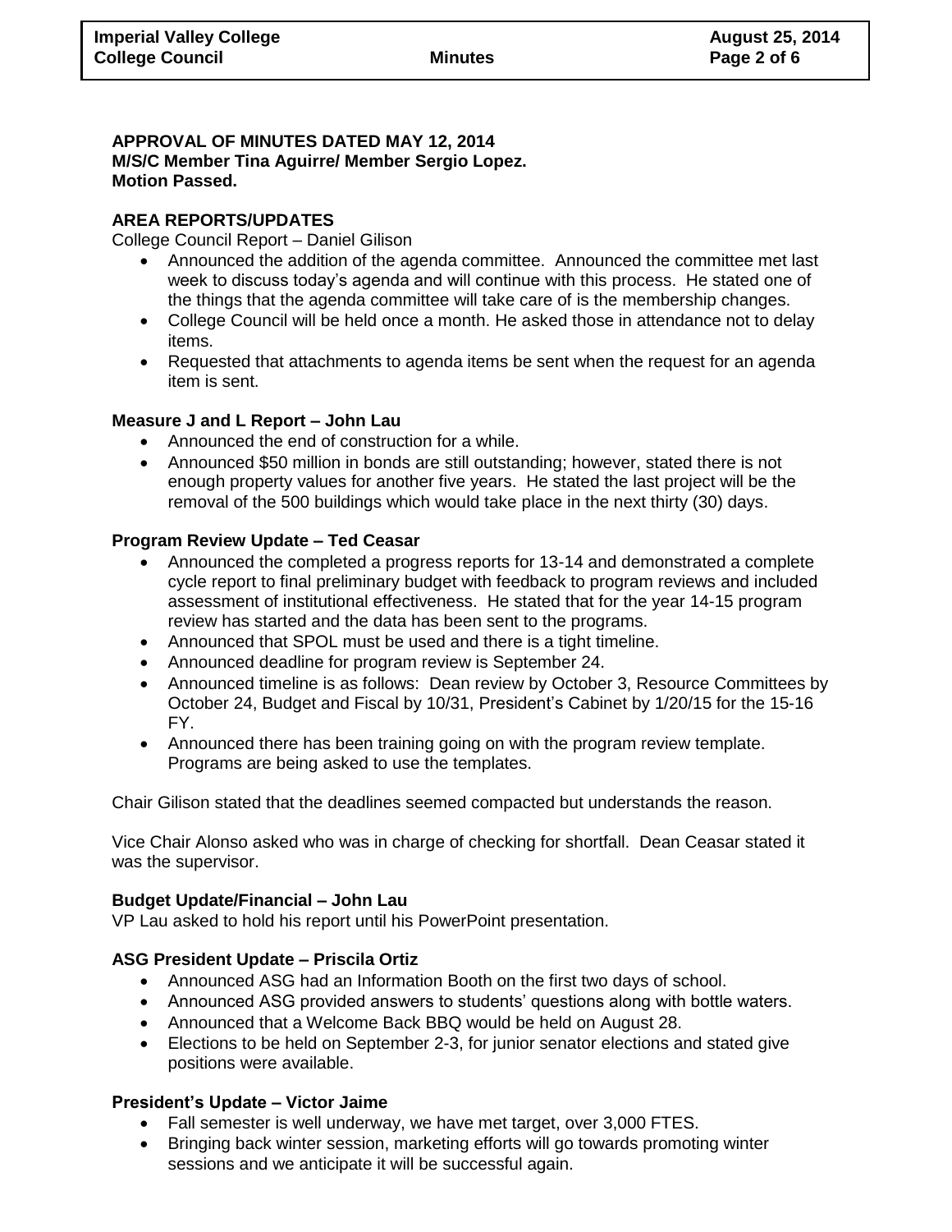**APPROVAL OF MINUTES DATED MAY 12, 2014**
**M/S/C Member Tina Aguirre/ Member Sergio Lopez.**
**Motion Passed.**

**AREA REPORTS/UPDATES**

College Council Report – Daniel Gilison

- Announced the addition of the agenda committee. Announced the committee met last week to discuss today's agenda and will continue with this process. He stated one of the things that the agenda committee will take care of is the membership changes.
- College Council will be held once a month. He asked those in attendance not to delay items.
- Requested that attachments to agenda items be sent when the request for an agenda item is sent.

**Measure J and L Report – John Lau**

- Announced the end of construction for a while.
- Announced $50 million in bonds are still outstanding; however, stated there is not enough property values for another five years. He stated the last project will be the removal of the 500 buildings which would take place in the next thirty (30) days.

**Program Review Update – Ted Ceasar**

- Announced the completed a progress reports for 13-14 and demonstrated a complete cycle report to final preliminary budget with feedback to program reviews and included assessment of institutional effectiveness. He stated that for the year 14-15 program review has started and the data has been sent to the programs.
- Announced that SPOL must be used and there is a tight timeline.
- Announced deadline for program review is September 24.
- Announced timeline is as follows: Dean review by October 3, Resource Committees by October 24, Budget and Fiscal by 10/31, President's Cabinet by 1/20/15 for the 15-16 FY.
- Announced there has been training going on with the program review template. Programs are being asked to use the templates.

Chair Gilison stated that the deadlines seemed compacted but understands the reason.

Vice Chair Alonso asked who was in charge of checking for shortfall. Dean Ceasar stated it was the supervisor.

**Budget Update/Financial – John Lau**

VP Lau asked to hold his report until his PowerPoint presentation.

**ASG President Update – Priscila Ortiz**

- Announced ASG had an Information Booth on the first two days of school.
- Announced ASG provided answers to students' questions along with bottle waters.
- Announced that a Welcome Back BBQ would be held on August 28.
- Elections to be held on September 2-3, for junior senator elections and stated give positions were available.

**President's Update – Victor Jaime**

- Fall semester is well underway, we have met target, over 3,000 FTES.
- Bringing back winter session, marketing efforts will go towards promoting winter sessions and we anticipate it will be successful again.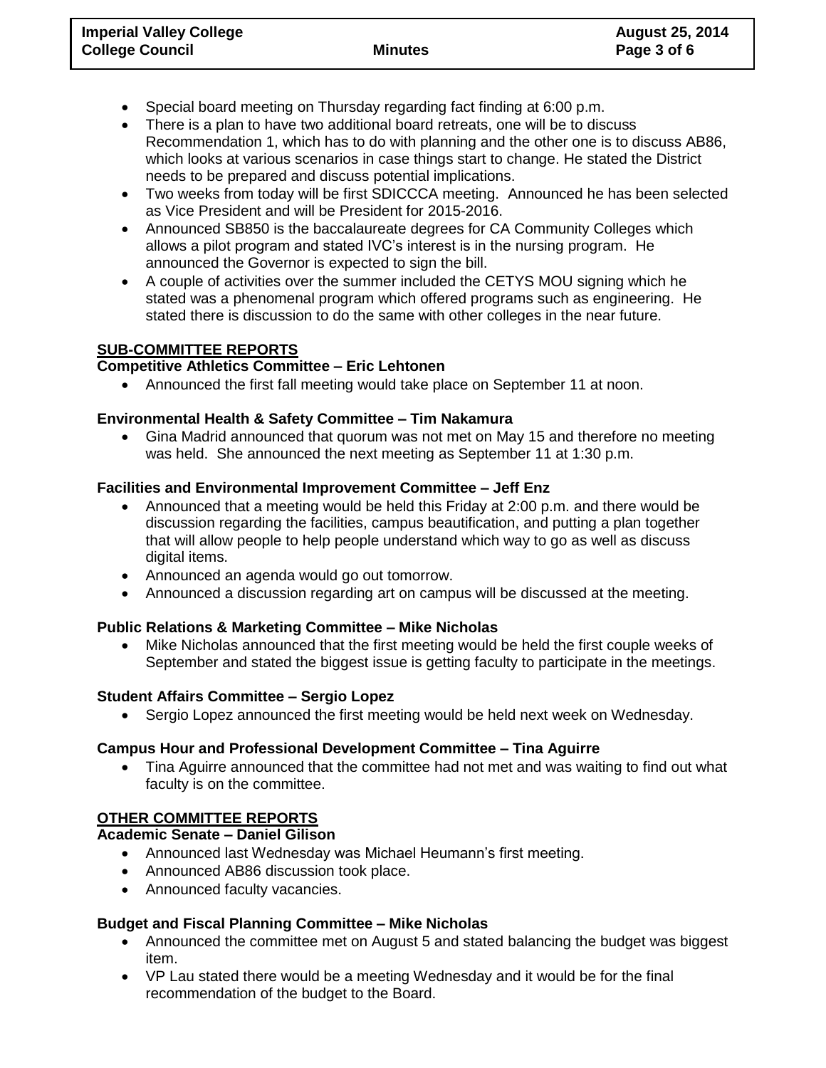- Special board meeting on Thursday regarding fact finding at 6:00 p.m.
- There is a plan to have two additional board retreats, one will be to discuss Recommendation 1, which has to do with planning and the other one is to discuss AB86, which looks at various scenarios in case things start to change. He stated the District needs to be prepared and discuss potential implications.
- Two weeks from today will be first SDICCCA meeting. Announced he has been selected as Vice President and will be President for 2015-2016.
- Announced SB850 is the baccalaureate degrees for CA Community Colleges which allows a pilot program and stated IVC's interest is in the nursing program. He announced the Governor is expected to sign the bill.
- A couple of activities over the summer included the CETYS MOU signing which he stated was a phenomenal program which offered programs such as engineering. He stated there is discussion to do the same with other colleges in the near future.

## SUB-COMMITTEE REPORTS

### Competitive Athletics Committee – Eric Lehtonen

- Announced the first fall meeting would take place on September 11 at noon.

### Environmental Health & Safety Committee – Tim Nakamura

- Gina Madrid announced that quorum was not met on May 15 and therefore no meeting was held. She announced the next meeting as September 11 at 1:30 p.m.

### Facilities and Environmental Improvement Committee – Jeff Enz

- Announced that a meeting would be held this Friday at 2:00 p.m. and there would be discussion regarding the facilities, campus beautification, and putting a plan together that will allow people to help people understand which way to go as well as discuss digital items.
- Announced an agenda would go out tomorrow.
- Announced a discussion regarding art on campus will be discussed at the meeting.

### Public Relations & Marketing Committee – Mike Nicholas

- Mike Nicholas announced that the first meeting would be held the first couple weeks of September and stated the biggest issue is getting faculty to participate in the meetings.

### Student Affairs Committee – Sergio Lopez

- Sergio Lopez announced the first meeting would be held next week on Wednesday.

### Campus Hour and Professional Development Committee – Tina Aguirre

- Tina Aguirre announced that the committee had not met and was waiting to find out what faculty is on the committee.

## OTHER COMMITTEE REPORTS

### Academic Senate – Daniel Gilison

- Announced last Wednesday was Michael Heumann's first meeting.
- Announced AB86 discussion took place.
- Announced faculty vacancies.

### Budget and Fiscal Planning Committee – Mike Nicholas

- Announced the committee met on August 5 and stated balancing the budget was biggest item.
- VP Lau stated there would be a meeting Wednesday and it would be for the final recommendation of the budget to the Board.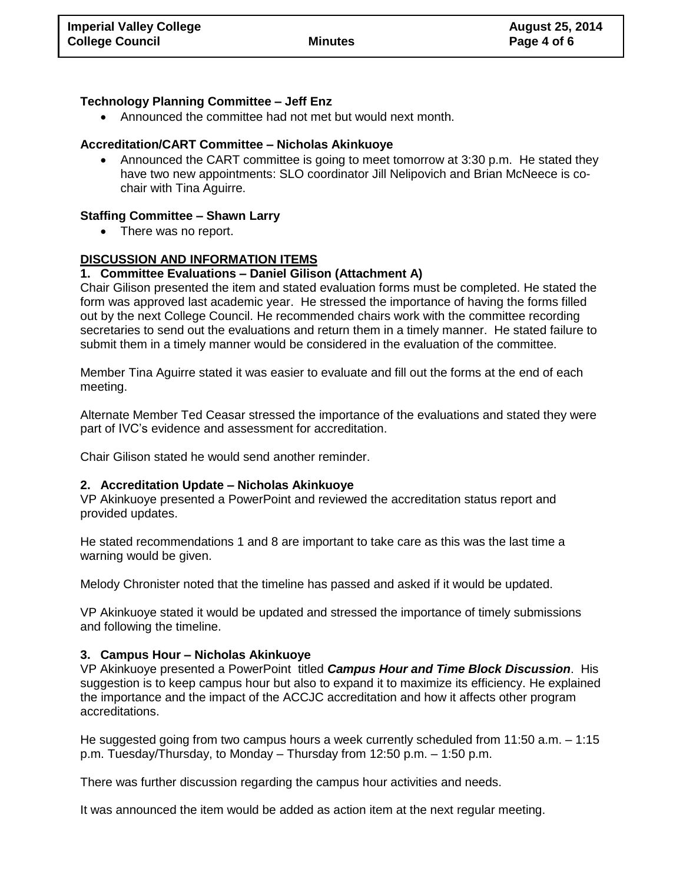**Technology Planning Committee – Jeff Enz**

- Announced the committee had not met but would next month.

**Accreditation/CART Committee – Nicholas Akinkuoye**

- Announced the CART committee is going to meet tomorrow at 3:30 p.m. He stated they have two new appointments: SLO coordinator Jill Nelipovich and Brian McNeece is co-chair with Tina Aguirre.

**Staffing Committee – Shawn Larry**

- There was no report.

## DISCUSSION AND INFORMATION ITEMS

### 1. Committee Evaluations – Daniel Gilison (Attachment A)

Chair Gilison presented the item and stated evaluation forms must be completed. He stated the form was approved last academic year. He stressed the importance of having the forms filled out by the next College Council. He recommended chairs work with the committee recording secretaries to send out the evaluations and return them in a timely manner. He stated failure to submit them in a timely manner would be considered in the evaluation of the committee.

Member Tina Aguirre stated it was easier to evaluate and fill out the forms at the end of each meeting.

Alternate Member Ted Ceasar stressed the importance of the evaluations and stated they were part of IVC's evidence and assessment for accreditation.

Chair Gilison stated he would send another reminder.

### 2. Accreditation Update – Nicholas Akinkuoye

VP Akinkuoye presented a PowerPoint and reviewed the accreditation status report and provided updates.

He stated recommendations 1 and 8 are important to take care as this was the last time a warning would be given.

Melody Chronister noted that the timeline has passed and asked if it would be updated.

VP Akinkuoye stated it would be updated and stressed the importance of timely submissions and following the timeline.

### 3. Campus Hour – Nicholas Akinkuoye

VP Akinkuoye presented a PowerPoint titled ***Campus Hour and Time Block Discussion***. His suggestion is to keep campus hour but also to expand it to maximize its efficiency. He explained the importance and the impact of the ACCJC accreditation and how it affects other program accreditations.

He suggested going from two campus hours a week currently scheduled from 11:50 a.m. – 1:15 p.m. Tuesday/Thursday, to Monday – Thursday from 12:50 p.m. – 1:50 p.m.

There was further discussion regarding the campus hour activities and needs.

It was announced the item would be added as action item at the next regular meeting.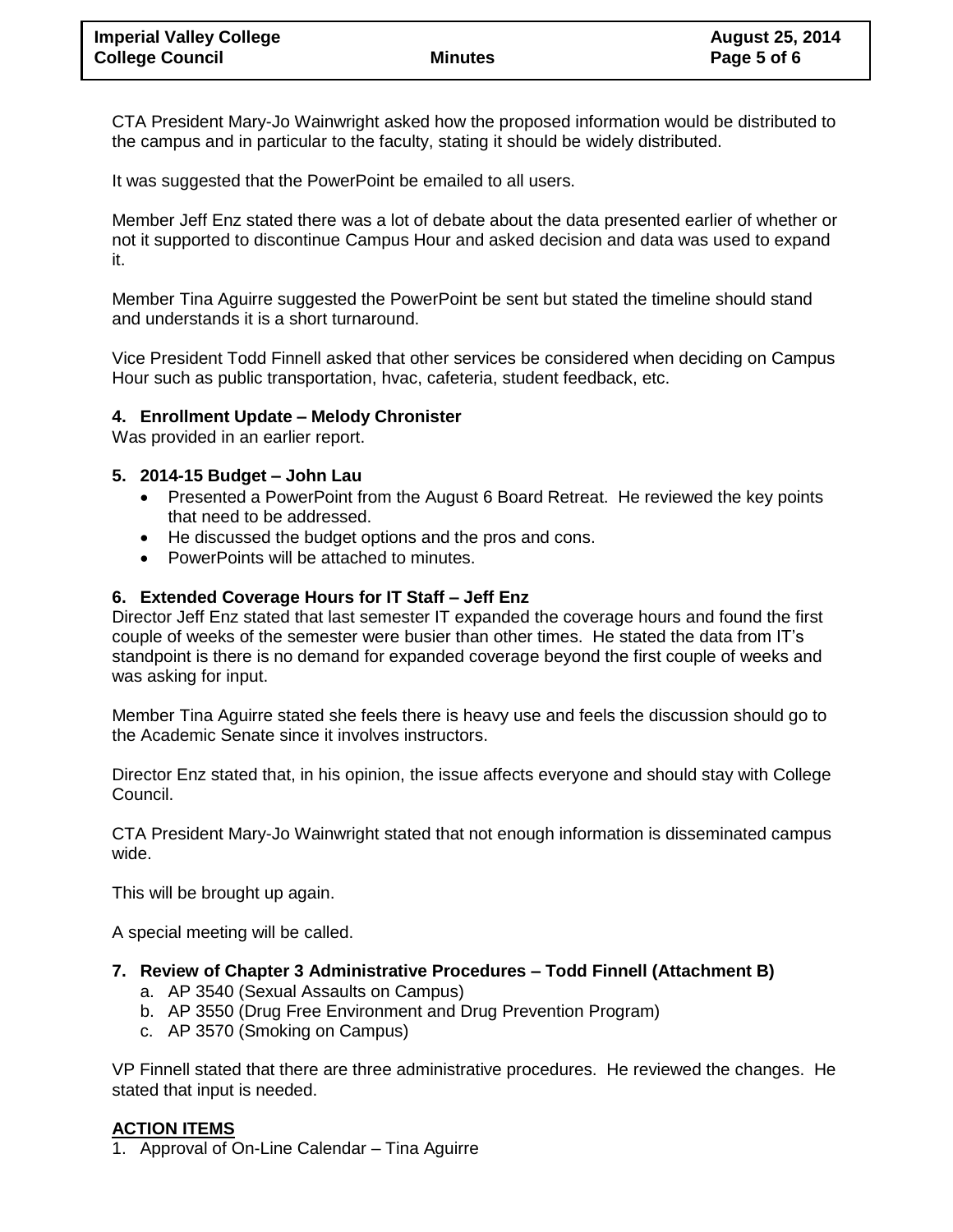CTA President Mary-Jo Wainwright asked how the proposed information would be distributed to the campus and in particular to the faculty, stating it should be widely distributed.

It was suggested that the PowerPoint be emailed to all users.

Member Jeff Enz stated there was a lot of debate about the data presented earlier of whether or not it supported to discontinue Campus Hour and asked decision and data was used to expand it.

Member Tina Aguirre suggested the PowerPoint be sent but stated the timeline should stand and understands it is a short turnaround.

Vice President Todd Finnell asked that other services be considered when deciding on Campus Hour such as public transportation, hvac, cafeteria, student feedback, etc.

**4. Enrollment Update – Melody Chronister**

Was provided in an earlier report.

**5. 2014-15 Budget – John Lau**

- Presented a PowerPoint from the August 6 Board Retreat. He reviewed the key points that need to be addressed.
- He discussed the budget options and the pros and cons.
- PowerPoints will be attached to minutes.

**6. Extended Coverage Hours for IT Staff – Jeff Enz**

Director Jeff Enz stated that last semester IT expanded the coverage hours and found the first couple of weeks of the semester were busier than other times. He stated the data from IT's standpoint is there is no demand for expanded coverage beyond the first couple of weeks and was asking for input.

Member Tina Aguirre stated she feels there is heavy use and feels the discussion should go to the Academic Senate since it involves instructors.

Director Enz stated that, in his opinion, the issue affects everyone and should stay with College Council.

CTA President Mary-Jo Wainwright stated that not enough information is disseminated campus wide.

This will be brought up again.

A special meeting will be called.

**7. Review of Chapter 3 Administrative Procedures – Todd Finnell (Attachment B)**

a. AP 3540 (Sexual Assaults on Campus)
b. AP 3550 (Drug Free Environment and Drug Prevention Program)
c. AP 3570 (Smoking on Campus)

VP Finnell stated that there are three administrative procedures. He reviewed the changes. He stated that input is needed.

**<u>ACTION ITEMS</u>**

1. Approval of On-Line Calendar – Tina Aguirre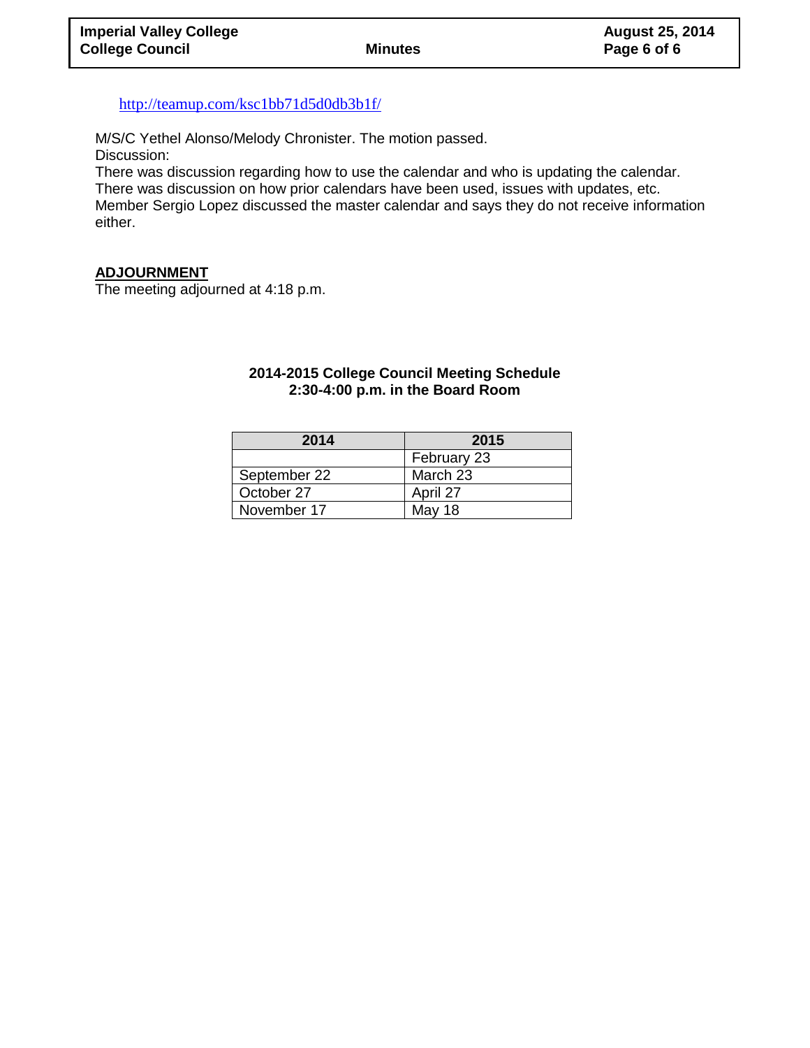http://teamup.com/ksc1bb71d5d0db3b1f/

M/S/C Yethel Alonso/Melody Chronister. The motion passed.
Discussion:
There was discussion regarding how to use the calendar and who is updating the calendar. There was discussion on how prior calendars have been used, issues with updates, etc. Member Sergio Lopez discussed the master calendar and says they do not receive information either.

## ADJOURNMENT

The meeting adjourned at 4:18 p.m.

**2014-2015 College Council Meeting Schedule**
**2:30-4:00 p.m. in the Board Room**

| 2014 | 2015 |
|---|---|
| | February 23 |
| September 22 | March 23 |
| October 27 | April 27 |
| November 17 | May 18 |